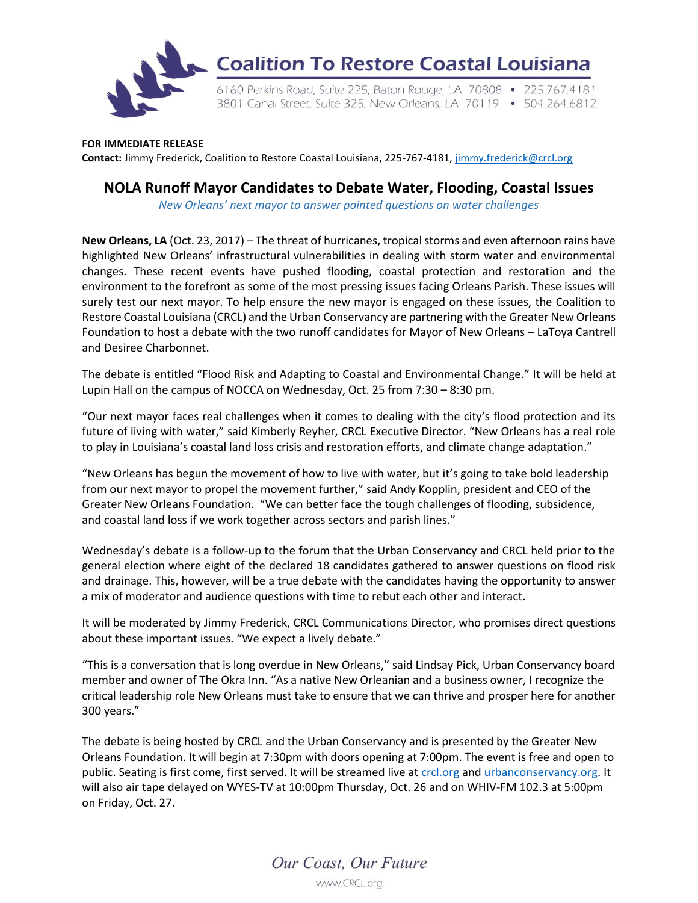# Coalition To Restore Coastal Louisiana

6160 Perkins Road, Suite 225, Baton Rouge, LA 70808 • 225.767.4181
3801 Canal Street, Suite 325, New Orleans, LA 70119 • 504.264.6812

**FOR IMMEDIATE RELEASE**
**Contact:** Jimmy Frederick, Coalition to Restore Coastal Louisiana, 225-767-4181, jimmy.frederick@crcl.org

## NOLA Runoff Mayor Candidates to Debate Water, Flooding, Coastal Issues

*New Orleans' next mayor to answer pointed questions on water challenges*

**New Orleans, LA** (Oct. 23, 2017) – The threat of hurricanes, tropical storms and even afternoon rains have highlighted New Orleans' infrastructural vulnerabilities in dealing with storm water and environmental changes. These recent events have pushed flooding, coastal protection and restoration and the environment to the forefront as some of the most pressing issues facing Orleans Parish. These issues will surely test our next mayor. To help ensure the new mayor is engaged on these issues, the Coalition to Restore Coastal Louisiana (CRCL) and the Urban Conservancy are partnering with the Greater New Orleans Foundation to host a debate with the two runoff candidates for Mayor of New Orleans – LaToya Cantrell and Desiree Charbonnet.

The debate is entitled "Flood Risk and Adapting to Coastal and Environmental Change." It will be held at Lupin Hall on the campus of NOCCA on Wednesday, Oct. 25 from 7:30 – 8:30 pm.

"Our next mayor faces real challenges when it comes to dealing with the city's flood protection and its future of living with water," said Kimberly Reyher, CRCL Executive Director. "New Orleans has a real role to play in Louisiana's coastal land loss crisis and restoration efforts, and climate change adaptation."

"New Orleans has begun the movement of how to live with water, but it's going to take bold leadership from our next mayor to propel the movement further," said Andy Kopplin, president and CEO of the Greater New Orleans Foundation. "We can better face the tough challenges of flooding, subsidence, and coastal land loss if we work together across sectors and parish lines."

Wednesday's debate is a follow-up to the forum that the Urban Conservancy and CRCL held prior to the general election where eight of the declared 18 candidates gathered to answer questions on flood risk and drainage. This, however, will be a true debate with the candidates having the opportunity to answer a mix of moderator and audience questions with time to rebut each other and interact.

It will be moderated by Jimmy Frederick, CRCL Communications Director, who promises direct questions about these important issues. "We expect a lively debate."

"This is a conversation that is long overdue in New Orleans," said Lindsay Pick, Urban Conservancy board member and owner of The Okra Inn. "As a native New Orleanian and a business owner, I recognize the critical leadership role New Orleans must take to ensure that we can thrive and prosper here for another 300 years."

The debate is being hosted by CRCL and the Urban Conservancy and is presented by the Greater New Orleans Foundation. It will begin at 7:30pm with doors opening at 7:00pm. The event is free and open to public. Seating is first come, first served. It will be streamed live at crcl.org and urbanconservancy.org. It will also air tape delayed on WYES-TV at 10:00pm Thursday, Oct. 26 and on WHIV-FM 102.3 at 5:00pm on Friday, Oct. 27.

*Our Coast, Our Future*

www.CRCL.org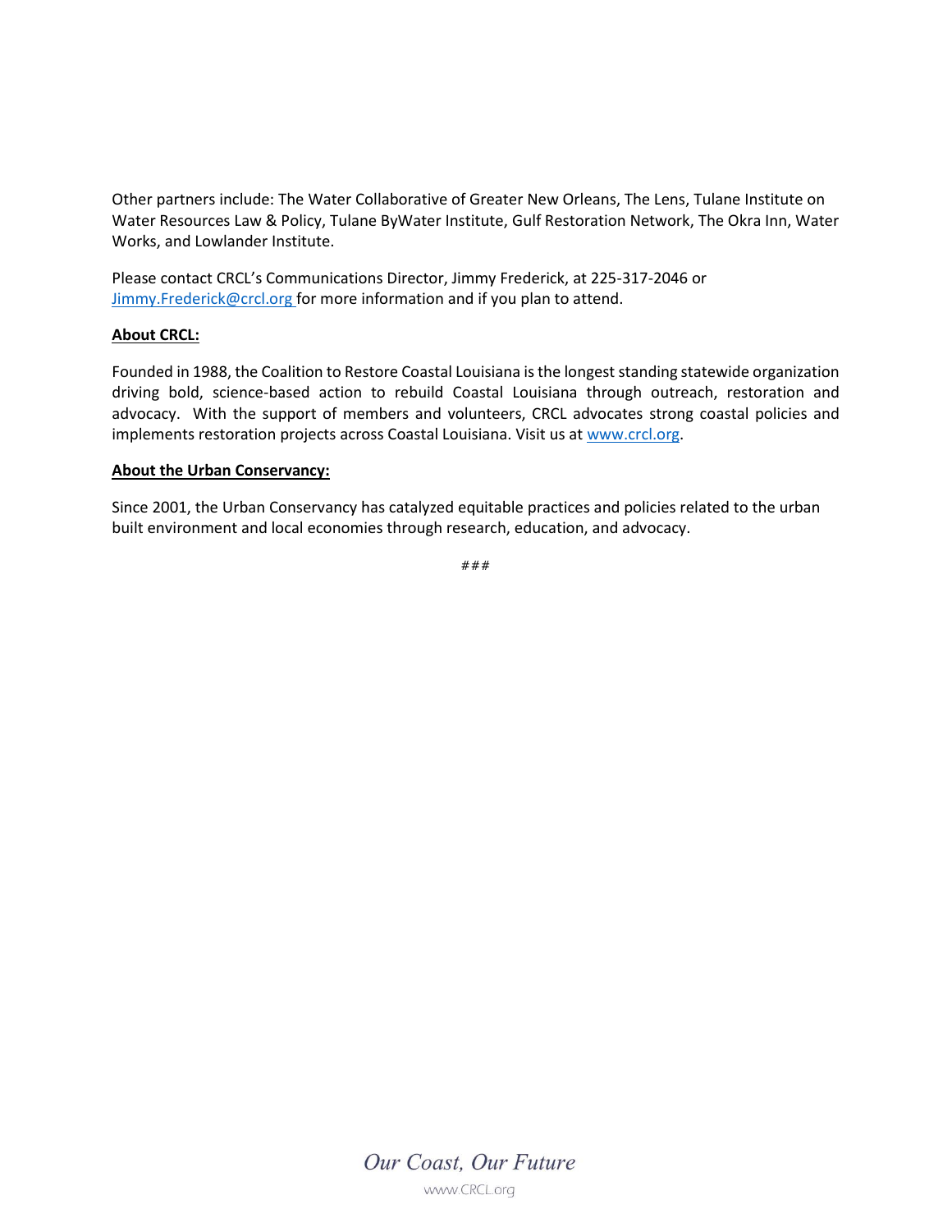Other partners include: The Water Collaborative of Greater New Orleans, The Lens, Tulane Institute on Water Resources Law & Policy, Tulane ByWater Institute, Gulf Restoration Network, The Okra Inn, Water Works, and Lowlander Institute.

Please contact CRCL's Communications Director, Jimmy Frederick, at 225-317-2046 or Jimmy.Frederick@crcl.org for more information and if you plan to attend.

**About CRCL:**

Founded in 1988, the Coalition to Restore Coastal Louisiana is the longest standing statewide organization driving bold, science-based action to rebuild Coastal Louisiana through outreach, restoration and advocacy. With the support of members and volunteers, CRCL advocates strong coastal policies and implements restoration projects across Coastal Louisiana. Visit us at www.crcl.org.

**About the Urban Conservancy:**

Since 2001, the Urban Conservancy has catalyzed equitable practices and policies related to the urban built environment and local economies through research, education, and advocacy.

###